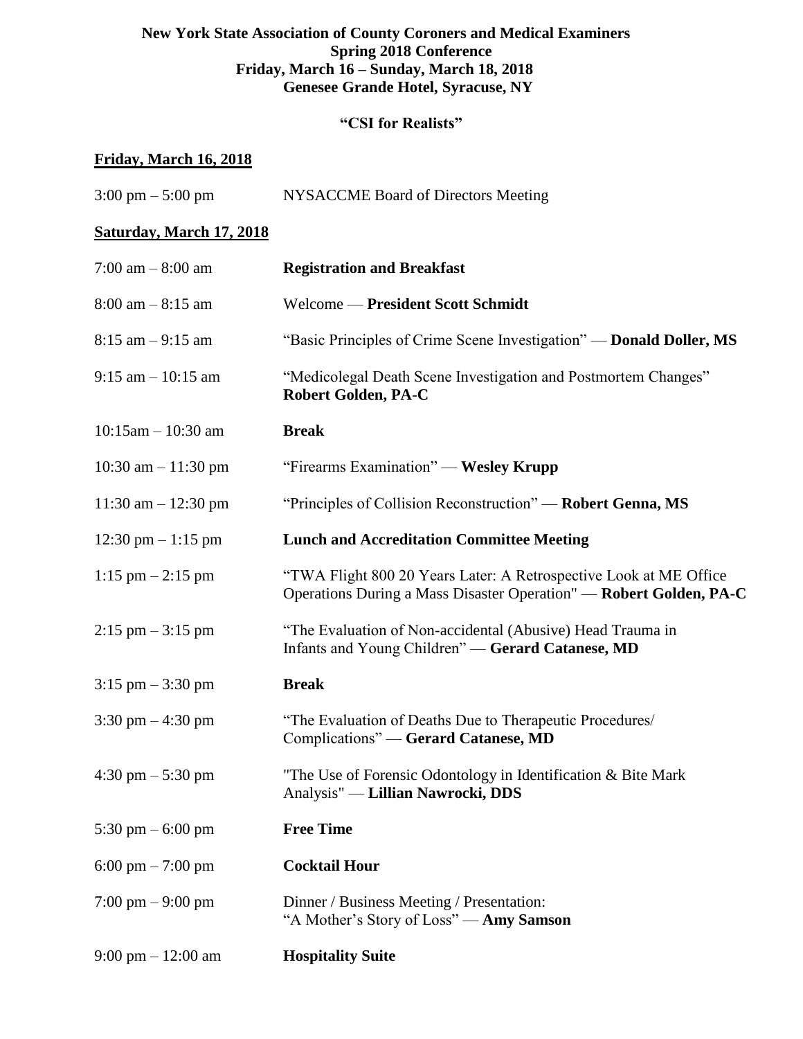# New York State Association of County Coroners and Medical Examiners
## Spring 2018 Conference
### Friday, March 16 – Sunday, March 18, 2018
### Genesee Grande Hotel, Syracuse, NY

**"CSI for Realists"**

## Friday, March 16, 2018

| | |
|---|---|
| 3:00 pm – 5:00 pm | NYSACCME Board of Directors Meeting |

## Saturday, March 17, 2018

| | |
|---|---|
| 7:00 am – 8:00 am | **Registration and Breakfast** |
| 8:00 am – 8:15 am | Welcome — **President Scott Schmidt** |
| 8:15 am – 9:15 am | "Basic Principles of Crime Scene Investigation" — **Donald Doller, MS** |
| 9:15 am – 10:15 am | "Medicolegal Death Scene Investigation and Postmortem Changes" **Robert Golden, PA-C** |
| 10:15am – 10:30 am | **Break** |
| 10:30 am – 11:30 pm | "Firearms Examination" — **Wesley Krupp** |
| 11:30 am – 12:30 pm | "Principles of Collision Reconstruction" — **Robert Genna, MS** |
| 12:30 pm – 1:15 pm | **Lunch and Accreditation Committee Meeting** |
| 1:15 pm – 2:15 pm | "TWA Flight 800 20 Years Later: A Retrospective Look at ME Office Operations During a Mass Disaster Operation" — **Robert Golden, PA-C** |
| 2:15 pm – 3:15 pm | "The Evaluation of Non-accidental (Abusive) Head Trauma in Infants and Young Children" — **Gerard Catanese, MD** |
| 3:15 pm – 3:30 pm | **Break** |
| 3:30 pm – 4:30 pm | "The Evaluation of Deaths Due to Therapeutic Procedures/ Complications" — **Gerard Catanese, MD** |
| 4:30 pm – 5:30 pm | "The Use of Forensic Odontology in Identification & Bite Mark Analysis" — **Lillian Nawrocki, DDS** |
| 5:30 pm – 6:00 pm | **Free Time** |
| 6:00 pm – 7:00 pm | **Cocktail Hour** |
| 7:00 pm – 9:00 pm | Dinner / Business Meeting / Presentation: "A Mother's Story of Loss" — **Amy Samson** |
| 9:00 pm – 12:00 am | **Hospitality Suite** |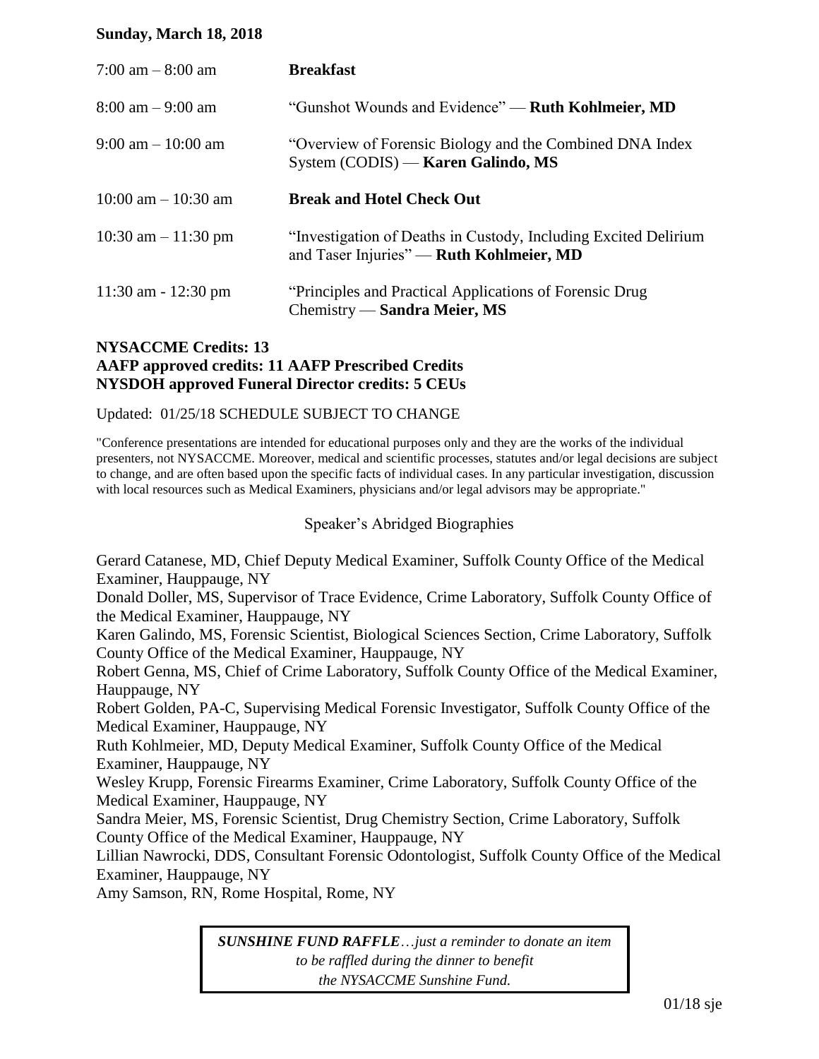**Sunday, March 18, 2018**

| | |
|---|---|
| 7:00 am – 8:00 am | **Breakfast** |
| 8:00 am – 9:00 am | "Gunshot Wounds and Evidence" — **Ruth Kohlmeier, MD** |
| 9:00 am – 10:00 am | "Overview of Forensic Biology and the Combined DNA Index System (CODIS) — **Karen Galindo, MS** |
| 10:00 am – 10:30 am | **Break and Hotel Check Out** |
| 10:30 am – 11:30 pm | "Investigation of Deaths in Custody, Including Excited Delirium and Taser Injuries" — **Ruth Kohlmeier, MD** |
| 11:30 am - 12:30 pm | "Principles and Practical Applications of Forensic Drug Chemistry — **Sandra Meier, MS** |

**NYSACCME Credits: 13**
**AAFP approved credits: 11 AAFP Prescribed Credits**
**NYSDOH approved Funeral Director credits: 5 CEUs**

Updated: 01/25/18 SCHEDULE SUBJECT TO CHANGE

"Conference presentations are intended for educational purposes only and they are the works of the individual presenters, not NYSACCME. Moreover, medical and scientific processes, statutes and/or legal decisions are subject to change, and are often based upon the specific facts of individual cases. In any particular investigation, discussion with local resources such as Medical Examiners, physicians and/or legal advisors may be appropriate."

Speaker's Abridged Biographies

Gerard Catanese, MD, Chief Deputy Medical Examiner, Suffolk County Office of the Medical Examiner, Hauppauge, NY
Donald Doller, MS, Supervisor of Trace Evidence, Crime Laboratory, Suffolk County Office of the Medical Examiner, Hauppauge, NY
Karen Galindo, MS, Forensic Scientist, Biological Sciences Section, Crime Laboratory, Suffolk County Office of the Medical Examiner, Hauppauge, NY
Robert Genna, MS, Chief of Crime Laboratory, Suffolk County Office of the Medical Examiner, Hauppauge, NY
Robert Golden, PA-C, Supervising Medical Forensic Investigator, Suffolk County Office of the Medical Examiner, Hauppauge, NY
Ruth Kohlmeier, MD, Deputy Medical Examiner, Suffolk County Office of the Medical Examiner, Hauppauge, NY
Wesley Krupp, Forensic Firearms Examiner, Crime Laboratory, Suffolk County Office of the Medical Examiner, Hauppauge, NY
Sandra Meier, MS, Forensic Scientist, Drug Chemistry Section, Crime Laboratory, Suffolk County Office of the Medical Examiner, Hauppauge, NY
Lillian Nawrocki, DDS, Consultant Forensic Odontologist, Suffolk County Office of the Medical Examiner, Hauppauge, NY
Amy Samson, RN, Rome Hospital, Rome, NY

***SUNSHINE FUND RAFFLE****…just a reminder to donate an item to be raffled during the dinner to benefit the NYSACCME Sunshine Fund.*

01/18 sje